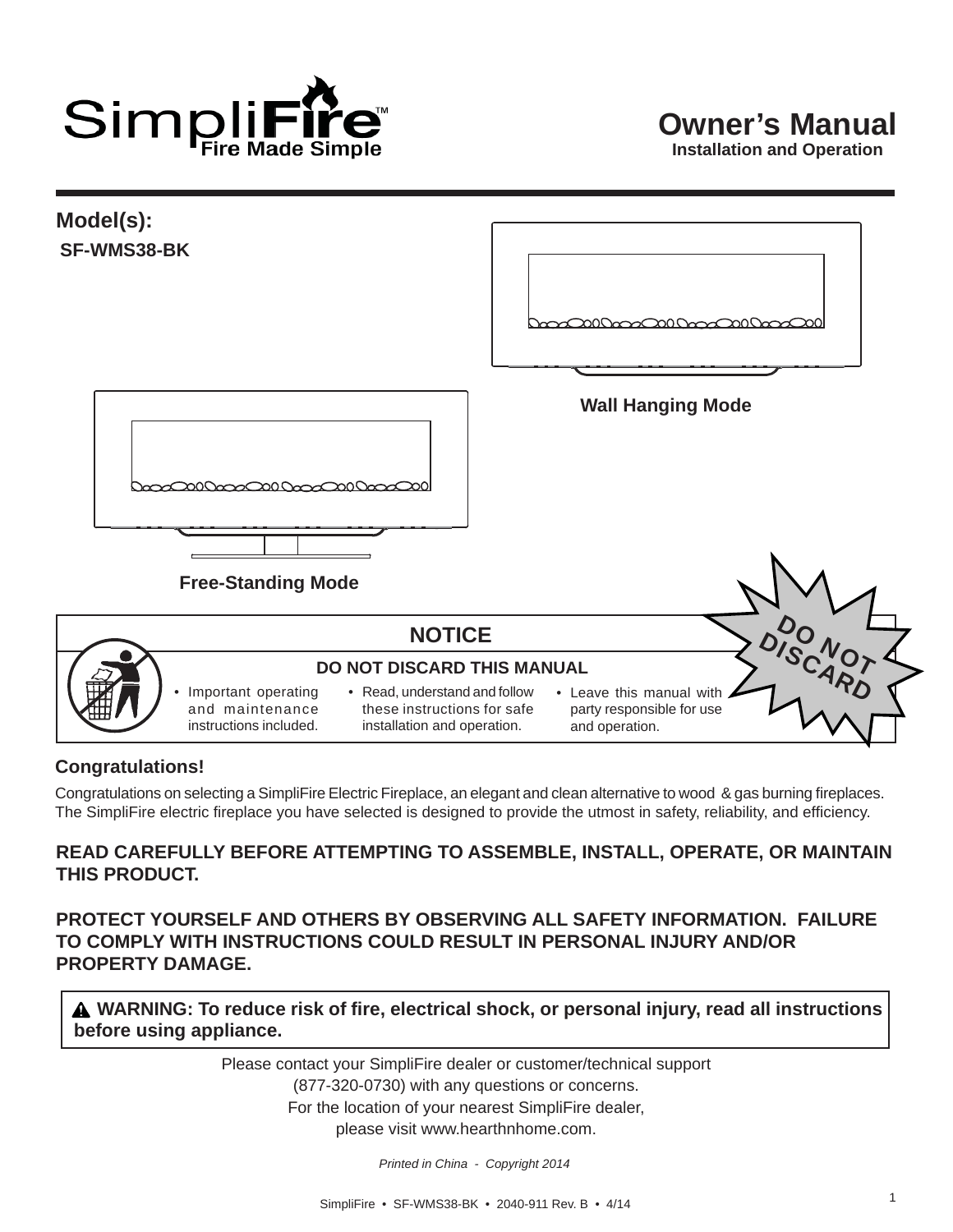SimpliFire™
Fire Made Simple

# Owner's Manual

**Installation and Operation**

## Model(s):

**SF-WMS38-BK**

**Wall Hanging Mode**

**Free-Standing Mode**

**DO NOT DISCARD**

| NOTICE | | |
|---|---|---|
| **DO NOT DISCARD THIS MANUAL** | | |
| • Important operating and maintenance instructions included. | • Read, understand and follow these instructions for safe installation and operation. | • Leave this manual with party responsible for use and operation. |

## Congratulations!

Congratulations on selecting a SimpliFire Electric Fireplace, an elegant and clean alternative to wood & gas burning fireplaces. The SimpliFire electric fireplace you have selected is designed to provide the utmost in safety, reliability, and efficiency.

**READ CAREFULLY BEFORE ATTEMPTING TO ASSEMBLE, INSTALL, OPERATE, OR MAINTAIN THIS PRODUCT.**

**PROTECT YOURSELF AND OTHERS BY OBSERVING ALL SAFETY INFORMATION. FAILURE TO COMPLY WITH INSTRUCTIONS COULD RESULT IN PERSONAL INJURY AND/OR PROPERTY DAMAGE.**

**⚠ WARNING: To reduce risk of fire, electrical shock, or personal injury, read all instructions before using appliance.**

Please contact your SimpliFire dealer or customer/technical support (877-320-0730) with any questions or concerns.
For the location of your nearest SimpliFire dealer, please visit www.hearthnhome.com.

*Printed in China - Copyright 2014*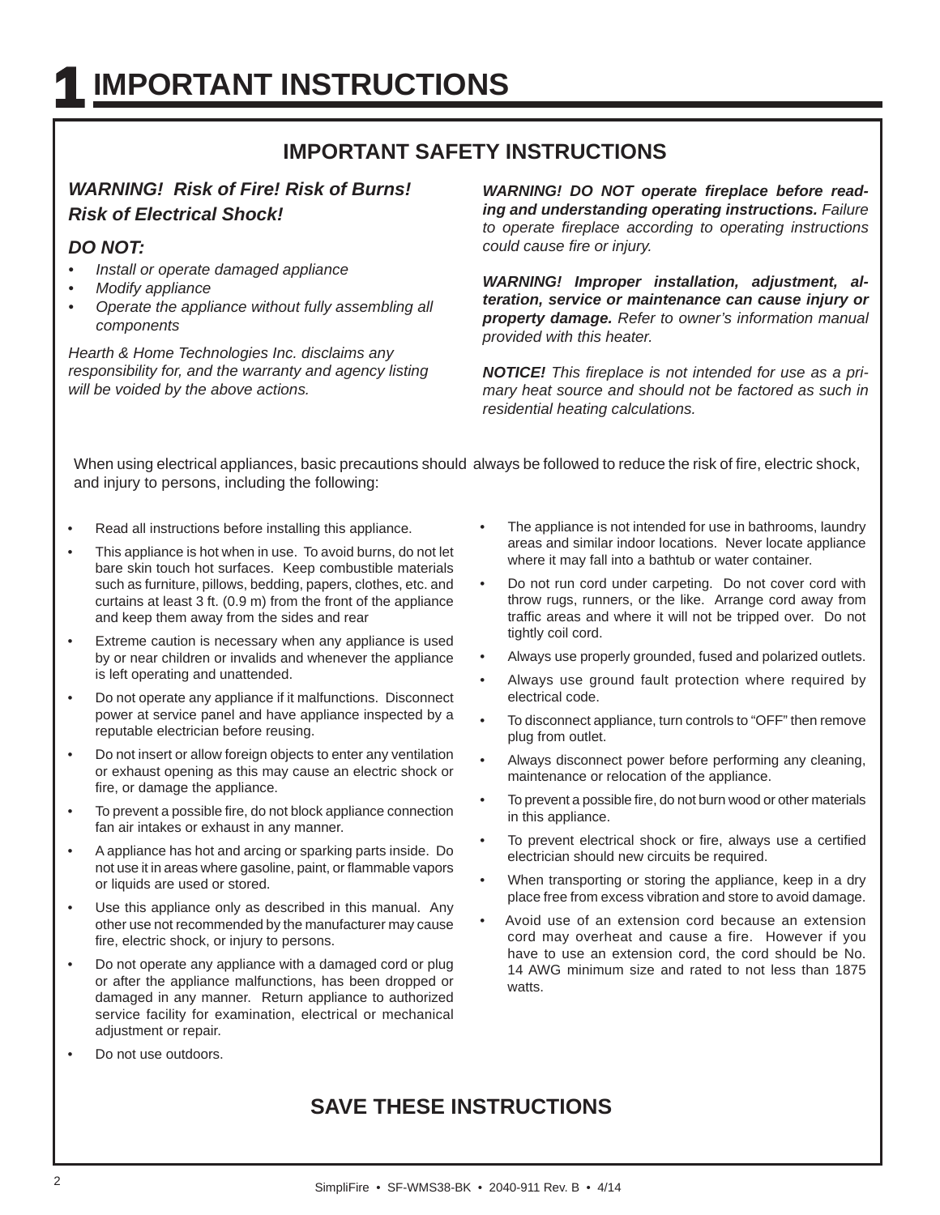# 1 IMPORTANT INSTRUCTIONS

## IMPORTANT SAFETY INSTRUCTIONS

***WARNING! Risk of Fire! Risk of Burns! Risk of Electrical Shock!***

***DO NOT:***

- *Install or operate damaged appliance*
- *Modify appliance*
- *Operate the appliance without fully assembling all components*

*Hearth & Home Technologies Inc. disclaims any responsibility for, and the warranty and agency listing will be voided by the above actions.*

***WARNING! DO NOT operate fireplace before reading and understanding operating instructions.*** *Failure to operate fireplace according to operating instructions could cause fire or injury.*

***WARNING! Improper installation, adjustment, alteration, service or maintenance can cause injury or property damage.*** *Refer to owner's information manual provided with this heater.*

***NOTICE!*** *This fireplace is not intended for use as a primary heat source and should not be factored as such in residential heating calculations.*

When using electrical appliances, basic precautions should always be followed to reduce the risk of fire, electric shock, and injury to persons, including the following:

- Read all instructions before installing this appliance.
- This appliance is hot when in use. To avoid burns, do not let bare skin touch hot surfaces. Keep combustible materials such as furniture, pillows, bedding, papers, clothes, etc. and curtains at least 3 ft. (0.9 m) from the front of the appliance and keep them away from the sides and rear
- Extreme caution is necessary when any appliance is used by or near children or invalids and whenever the appliance is left operating and unattended.
- Do not operate any appliance if it malfunctions. Disconnect power at service panel and have appliance inspected by a reputable electrician before reusing.
- Do not insert or allow foreign objects to enter any ventilation or exhaust opening as this may cause an electric shock or fire, or damage the appliance.
- To prevent a possible fire, do not block appliance connection fan air intakes or exhaust in any manner.
- A appliance has hot and arcing or sparking parts inside. Do not use it in areas where gasoline, paint, or flammable vapors or liquids are used or stored.
- Use this appliance only as described in this manual. Any other use not recommended by the manufacturer may cause fire, electric shock, or injury to persons.
- Do not operate any appliance with a damaged cord or plug or after the appliance malfunctions, has been dropped or damaged in any manner. Return appliance to authorized service facility for examination, electrical or mechanical adjustment or repair.
- Do not use outdoors.
- The appliance is not intended for use in bathrooms, laundry areas and similar indoor locations. Never locate appliance where it may fall into a bathtub or water container.
- Do not run cord under carpeting. Do not cover cord with throw rugs, runners, or the like. Arrange cord away from traffic areas and where it will not be tripped over. Do not tightly coil cord.
- Always use properly grounded, fused and polarized outlets.
- Always use ground fault protection where required by electrical code.
- To disconnect appliance, turn controls to "OFF" then remove plug from outlet.
- Always disconnect power before performing any cleaning, maintenance or relocation of the appliance.
- To prevent a possible fire, do not burn wood or other materials in this appliance.
- To prevent electrical shock or fire, always use a certified electrician should new circuits be required.
- When transporting or storing the appliance, keep in a dry place free from excess vibration and store to avoid damage.
- Avoid use of an extension cord because an extension cord may overheat and cause a fire. However if you have to use an extension cord, the cord should be No. 14 AWG minimum size and rated to not less than 1875 watts.

## SAVE THESE INSTRUCTIONS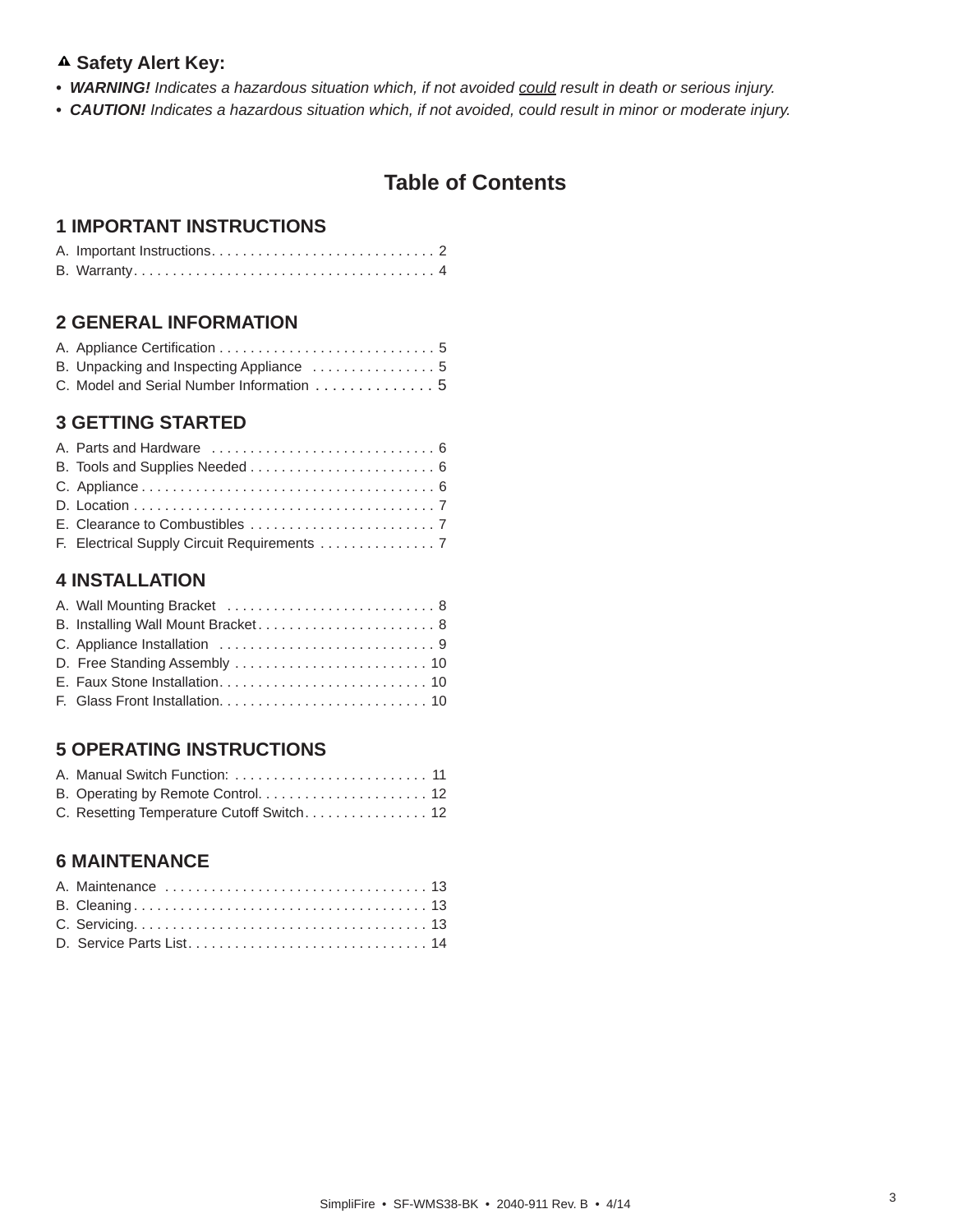⚠ **Safety Alert Key:**

- ***WARNING!*** *Indicates a hazardous situation which, if not avoided could result in death or serious injury.*
- ***CAUTION!*** *Indicates a hazardous situation which, if not avoided, could result in minor or moderate injury.*

# Table of Contents

## 1 IMPORTANT INSTRUCTIONS

A. Important Instructions. . . . . . . . . . . . . . . . . . . . . . . . . . . . . 2
B. Warranty. . . . . . . . . . . . . . . . . . . . . . . . . . . . . . . . . . . . . . . 4

## 2 GENERAL INFORMATION

A. Appliance Certification . . . . . . . . . . . . . . . . . . . . . . . . . . . . 5
B. Unpacking and Inspecting Appliance . . . . . . . . . . . . . . . . 5
C. Model and Serial Number Information . . . . . . . . . . . . . . 5

## 3 GETTING STARTED

A. Parts and Hardware . . . . . . . . . . . . . . . . . . . . . . . . . . . . . 6
B. Tools and Supplies Needed . . . . . . . . . . . . . . . . . . . . . . . . 6
C. Appliance . . . . . . . . . . . . . . . . . . . . . . . . . . . . . . . . . . . . . . 6
D. Location . . . . . . . . . . . . . . . . . . . . . . . . . . . . . . . . . . . . . . . 7
E. Clearance to Combustibles . . . . . . . . . . . . . . . . . . . . . . . . 7
F. Electrical Supply Circuit Requirements . . . . . . . . . . . . . . . 7

## 4 INSTALLATION

A. Wall Mounting Bracket . . . . . . . . . . . . . . . . . . . . . . . . . . . 8
B. Installing Wall Mount Bracket . . . . . . . . . . . . . . . . . . . . . . . 8
C. Appliance Installation . . . . . . . . . . . . . . . . . . . . . . . . . . . . 9
D. Free Standing Assembly . . . . . . . . . . . . . . . . . . . . . . . . . 10
E. Faux Stone Installation. . . . . . . . . . . . . . . . . . . . . . . . . . . 10
F. Glass Front Installation. . . . . . . . . . . . . . . . . . . . . . . . . . . 10

## 5 OPERATING INSTRUCTIONS

A. Manual Switch Function: . . . . . . . . . . . . . . . . . . . . . . . . . 11
B. Operating by Remote Control. . . . . . . . . . . . . . . . . . . . . . 12
C. Resetting Temperature Cutoff Switch. . . . . . . . . . . . . . . . 12

## 6 MAINTENANCE

A. Maintenance . . . . . . . . . . . . . . . . . . . . . . . . . . . . . . . . . . 13
B. Cleaning . . . . . . . . . . . . . . . . . . . . . . . . . . . . . . . . . . . . . . 13
C. Servicing. . . . . . . . . . . . . . . . . . . . . . . . . . . . . . . . . . . . . . 13
D. Service Parts List. . . . . . . . . . . . . . . . . . . . . . . . . . . . . . . 14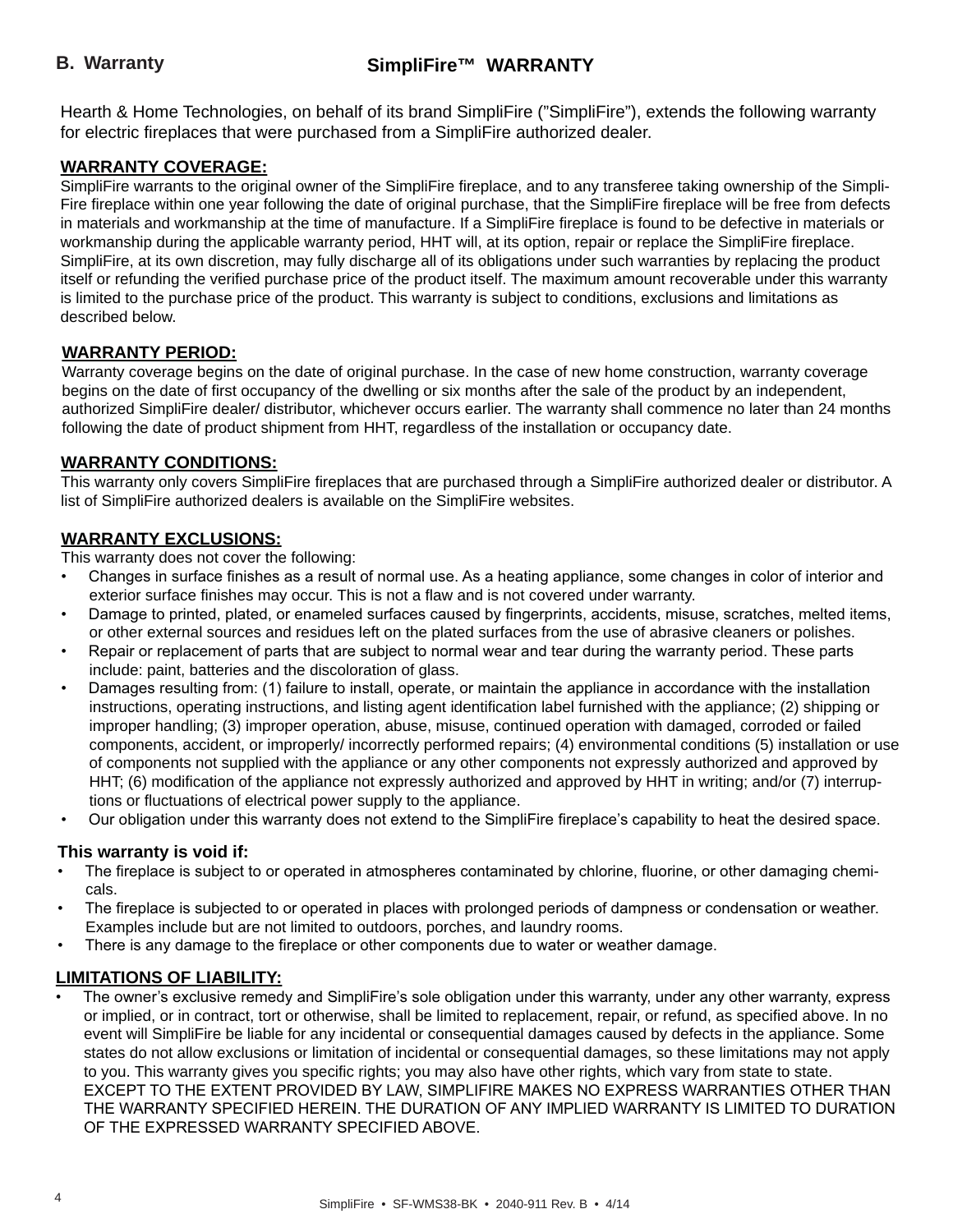## B. Warranty

# SimpliFire™ WARRANTY

Hearth & Home Technologies, on behalf of its brand SimpliFire (”SimpliFire”), extends the following warranty for electric fireplaces that were purchased from a SimpliFire authorized dealer.

**WARRANTY COVERAGE:**

SimpliFire warrants to the original owner of the SimpliFire fireplace, and to any transferee taking ownership of the SimpliFire fireplace within one year following the date of original purchase, that the SimpliFire fireplace will be free from defects in materials and workmanship at the time of manufacture. If a SimpliFire fireplace is found to be defective in materials or workmanship during the applicable warranty period, HHT will, at its option, repair or replace the SimpliFire fireplace. SimpliFire, at its own discretion, may fully discharge all of its obligations under such warranties by replacing the product itself or refunding the verified purchase price of the product itself. The maximum amount recoverable under this warranty is limited to the purchase price of the product. This warranty is subject to conditions, exclusions and limitations as described below.

**WARRANTY PERIOD:**

Warranty coverage begins on the date of original purchase. In the case of new home construction, warranty coverage begins on the date of first occupancy of the dwelling or six months after the sale of the product by an independent, authorized SimpliFire dealer/ distributor, whichever occurs earlier. The warranty shall commence no later than 24 months following the date of product shipment from HHT, regardless of the installation or occupancy date.

**WARRANTY CONDITIONS:**

This warranty only covers SimpliFire fireplaces that are purchased through a SimpliFire authorized dealer or distributor. A list of SimpliFire authorized dealers is available on the SimpliFire websites.

**WARRANTY EXCLUSIONS:**

This warranty does not cover the following:

- Changes in surface finishes as a result of normal use. As a heating appliance, some changes in color of interior and exterior surface finishes may occur. This is not a flaw and is not covered under warranty.
- Damage to printed, plated, or enameled surfaces caused by fingerprints, accidents, misuse, scratches, melted items, or other external sources and residues left on the plated surfaces from the use of abrasive cleaners or polishes.
- Repair or replacement of parts that are subject to normal wear and tear during the warranty period. These parts include: paint, batteries and the discoloration of glass.
- Damages resulting from: (1) failure to install, operate, or maintain the appliance in accordance with the installation instructions, operating instructions, and listing agent identification label furnished with the appliance; (2) shipping or improper handling; (3) improper operation, abuse, misuse, continued operation with damaged, corroded or failed components, accident, or improperly/ incorrectly performed repairs; (4) environmental conditions (5) installation or use of components not supplied with the appliance or any other components not expressly authorized and approved by HHT; (6) modification of the appliance not expressly authorized and approved by HHT in writing; and/or (7) interruptions or fluctuations of electrical power supply to the appliance.
- Our obligation under this warranty does not extend to the SimpliFire fireplace’s capability to heat the desired space.

**This warranty is void if:**

- The fireplace is subject to or operated in atmospheres contaminated by chlorine, fluorine, or other damaging chemicals.
- The fireplace is subjected to or operated in places with prolonged periods of dampness or condensation or weather. Examples include but are not limited to outdoors, porches, and laundry rooms.
- There is any damage to the fireplace or other components due to water or weather damage.

**LIMITATIONS OF LIABILITY:**

- The owner’s exclusive remedy and SimpliFire’s sole obligation under this warranty, under any other warranty, express or implied, or in contract, tort or otherwise, shall be limited to replacement, repair, or refund, as specified above. In no event will SimpliFire be liable for any incidental or consequential damages caused by defects in the appliance. Some states do not allow exclusions or limitation of incidental or consequential damages, so these limitations may not apply to you. This warranty gives you specific rights; you may also have other rights, which vary from state to state. EXCEPT TO THE EXTENT PROVIDED BY LAW, SIMPLIFIRE MAKES NO EXPRESS WARRANTIES OTHER THAN THE WARRANTY SPECIFIED HEREIN. THE DURATION OF ANY IMPLIED WARRANTY IS LIMITED TO DURATION OF THE EXPRESSED WARRANTY SPECIFIED ABOVE.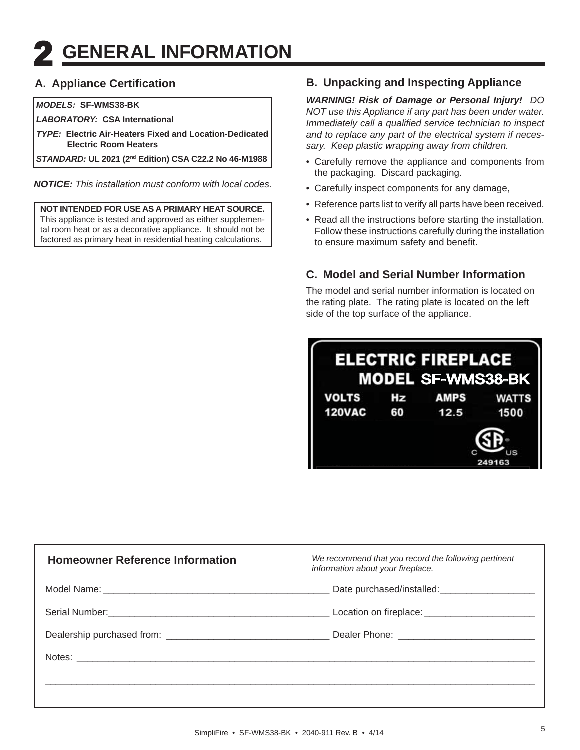# 2 GENERAL INFORMATION

## A. Appliance Certification

| | |
|---|---|
| ***MODELS:*** **SF-WMS38-BK** | |
| ***LABORATORY:*** **CSA International** | |
| ***TYPE:*** **Electric Air-Heaters Fixed and Location-Dedicated Electric Room Heaters** | |
| ***STANDARD:*** **UL 2021 (2nd Edition) CSA C22.2 No 46-M1988** | |

***NOTICE:*** *This installation must conform with local codes.*

**NOT INTENDED FOR USE AS A PRIMARY HEAT SOURCE.** This appliance is tested and approved as either supplemental room heat or as a decorative appliance. It should not be factored as primary heat in residential heating calculations.

## B. Unpacking and Inspecting Appliance

***WARNING! Risk of Damage or Personal Injury!*** *DO NOT use this Appliance if any part has been under water. Immediately call a qualified service technician to inspect and to replace any part of the electrical system if necessary. Keep plastic wrapping away from children.*

- Carefully remove the appliance and components from the packaging. Discard packaging.
- Carefully inspect components for any damage,
- Reference parts list to verify all parts have been received.
- Read all the instructions before starting the installation. Follow these instructions carefully during the installation to ensure maximum safety and benefit.

## C. Model and Serial Number Information

The model and serial number information is located on the rating plate. The rating plate is located on the left side of the top surface of the appliance.

**ELECTRIC FIREPLACE**
**MODEL SF-WMS38-BK**

| VOLTS | Hz | AMPS | WATTS |
|---|---|---|---|
| 120VAC | 60 | 12.5 | 1500 |

C US
249163

---

**Homeowner Reference Information**

*We recommend that you record the following pertinent information about your fireplace.*

Model Name: ____________________ Date purchased/installed: ____________________

Serial Number: ____________________ Location on fireplace: ____________________

Dealership purchased from: ____________________ Dealer Phone: ____________________

Notes: ________________________________________

________________________________________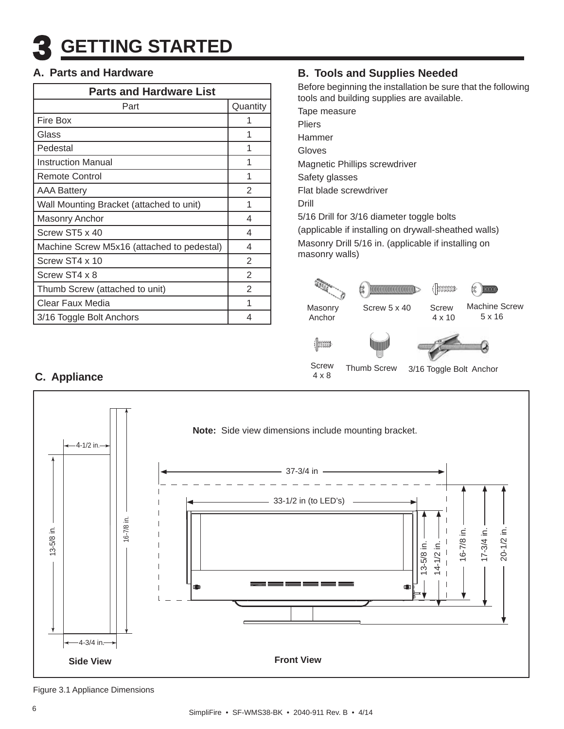# 3 GETTING STARTED

## A. Parts and Hardware

| Parts and Hardware List | |
|---|---|
| Part | Quantity |
| Fire Box | 1 |
| Glass | 1 |
| Pedestal | 1 |
| Instruction Manual | 1 |
| Remote Control | 1 |
| AAA Battery | 2 |
| Wall Mounting Bracket (attached to unit) | 1 |
| Masonry Anchor | 4 |
| Screw ST5 x 40 | 4 |
| Machine Screw M5x16 (attached to pedestal) | 4 |
| Screw ST4 x 10 | 2 |
| Screw ST4 x 8 | 2 |
| Thumb Screw (attached to unit) | 2 |
| Clear Faux Media | 1 |
| 3/16 Toggle Bolt Anchors | 4 |

## B. Tools and Supplies Needed

Before beginning the installation be sure that the following tools and building supplies are available.

Tape measure

Pliers

Hammer

Gloves

Magnetic Phillips screwdriver

Safety glasses

Flat blade screwdriver

Drill

5/16 Drill for 3/16 diameter toggle bolts

(applicable if installing on drywall-sheathed walls)

Masonry Drill 5/16 in. (applicable if installing on masonry walls)

Masonry Anchor — Screw 5 x 40 — Screw 4 x 10 — Machine Screw 5 x 16

Screw 4 x 8 — Thumb Screw — 3/16 Toggle Bolt Anchor

## C. Appliance

**Note:** Side view dimensions include mounting bracket.

Side View: 4-1/2 in., 13-5/8 in., 16-7/8 in., 4-3/4 in.

Front View: 37-3/4 in, 33-1/2 in (to LED's), 13-5/8 in., 14-1/2 in., 16-7/8 in., 17-3/4 in., 20-1/2 in.

Figure 3.1 Appliance Dimensions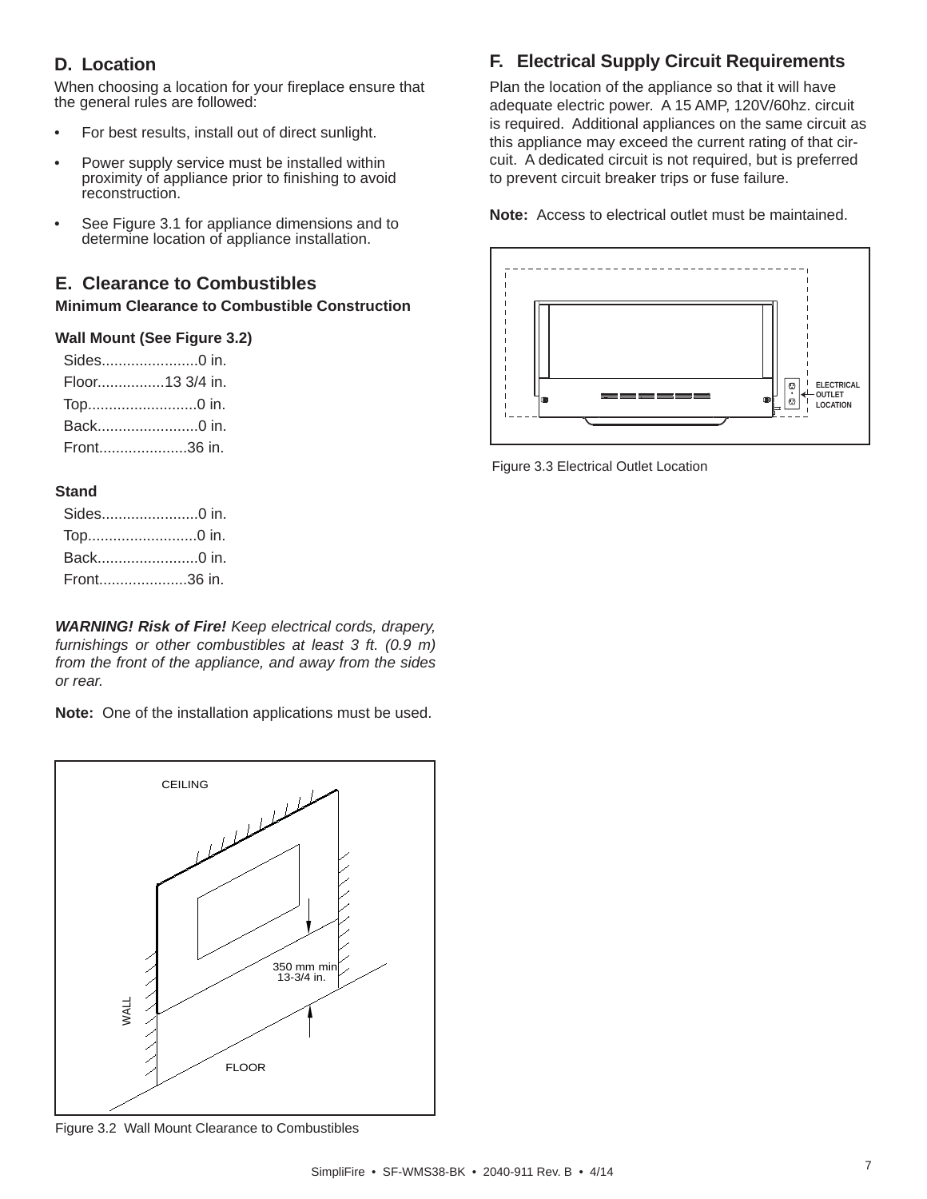## D. Location

When choosing a location for your fireplace ensure that the general rules are followed:

- For best results, install out of direct sunlight.
- Power supply service must be installed within proximity of appliance prior to finishing to avoid reconstruction.
- See Figure 3.1 for appliance dimensions and to determine location of appliance installation.

## E. Clearance to Combustibles

**Minimum Clearance to Combustible Construction**

**Wall Mount (See Figure 3.2)**

Sides.......................0 in.
Floor................13 3/4 in.
Top..........................0 in.
Back........................0 in.
Front.....................36 in.

**Stand**

Sides.......................0 in.
Top..........................0 in.
Back........................0 in.
Front.....................36 in.

***WARNING! Risk of Fire!*** *Keep electrical cords, drapery, furnishings or other combustibles at least 3 ft. (0.9 m) from the front of the appliance, and away from the sides or rear.*

**Note:** One of the installation applications must be used.

CEILING

350 mm min
13-3/4 in.

WALL

FLOOR

Figure 3.2 Wall Mount Clearance to Combustibles

## F. Electrical Supply Circuit Requirements

Plan the location of the appliance so that it will have adequate electric power. A 15 AMP, 120V/60hz. circuit is required. Additional appliances on the same circuit as this appliance may exceed the current rating of that circuit. A dedicated circuit is not required, but is preferred to prevent circuit breaker trips or fuse failure.

**Note:** Access to electrical outlet must be maintained.

ELECTRICAL OUTLET LOCATION

Figure 3.3 Electrical Outlet Location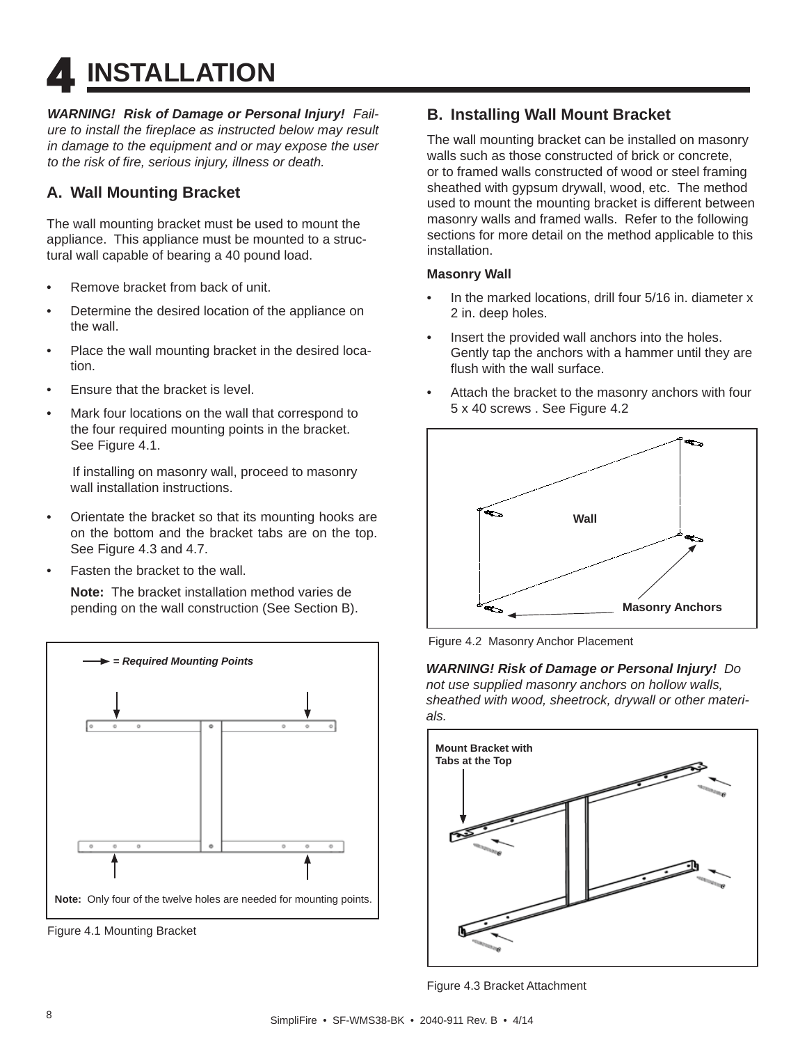# 4 INSTALLATION

***WARNING! Risk of Damage or Personal Injury!** Failure to install the fireplace as instructed below may result in damage to the equipment and or may expose the user to the risk of fire, serious injury, illness or death.*

## A. Wall Mounting Bracket

The wall mounting bracket must be used to mount the appliance. This appliance must be mounted to a structural wall capable of bearing a 40 pound load.

- Remove bracket from back of unit.
- Determine the desired location of the appliance on the wall.
- Place the wall mounting bracket in the desired location.
- Ensure that the bracket is level.
- Mark four locations on the wall that correspond to the four required mounting points in the bracket. See Figure 4.1.

  If installing on masonry wall, proceed to masonry wall installation instructions.

- Orientate the bracket so that its mounting hooks are on the bottom and the bracket tabs are on the top. See Figure 4.3 and 4.7.
- Fasten the bracket to the wall.

  **Note:** The bracket installation method varies depending on the wall construction (See Section B).

***= Required Mounting Points***

**Note:** Only four of the twelve holes are needed for mounting points.

Figure 4.1 Mounting Bracket

## B. Installing Wall Mount Bracket

The wall mounting bracket can be installed on masonry walls such as those constructed of brick or concrete, or to framed walls constructed of wood or steel framing sheathed with gypsum drywall, wood, etc. The method used to mount the mounting bracket is different between masonry walls and framed walls. Refer to the following sections for more detail on the method applicable to this installation.

**Masonry Wall**

- In the marked locations, drill four 5/16 in. diameter x 2 in. deep holes.
- Insert the provided wall anchors into the holes. Gently tap the anchors with a hammer until they are flush with the wall surface.
- Attach the bracket to the masonry anchors with four 5 x 40 screws . See Figure 4.2

**Wall**

**Masonry Anchors**

Figure 4.2 Masonry Anchor Placement

***WARNING! Risk of Damage or Personal Injury!** Do not use supplied masonry anchors on hollow walls, sheathed with wood, sheetrock, drywall or other materials.*

**Mount Bracket with Tabs at the Top**

Figure 4.3 Bracket Attachment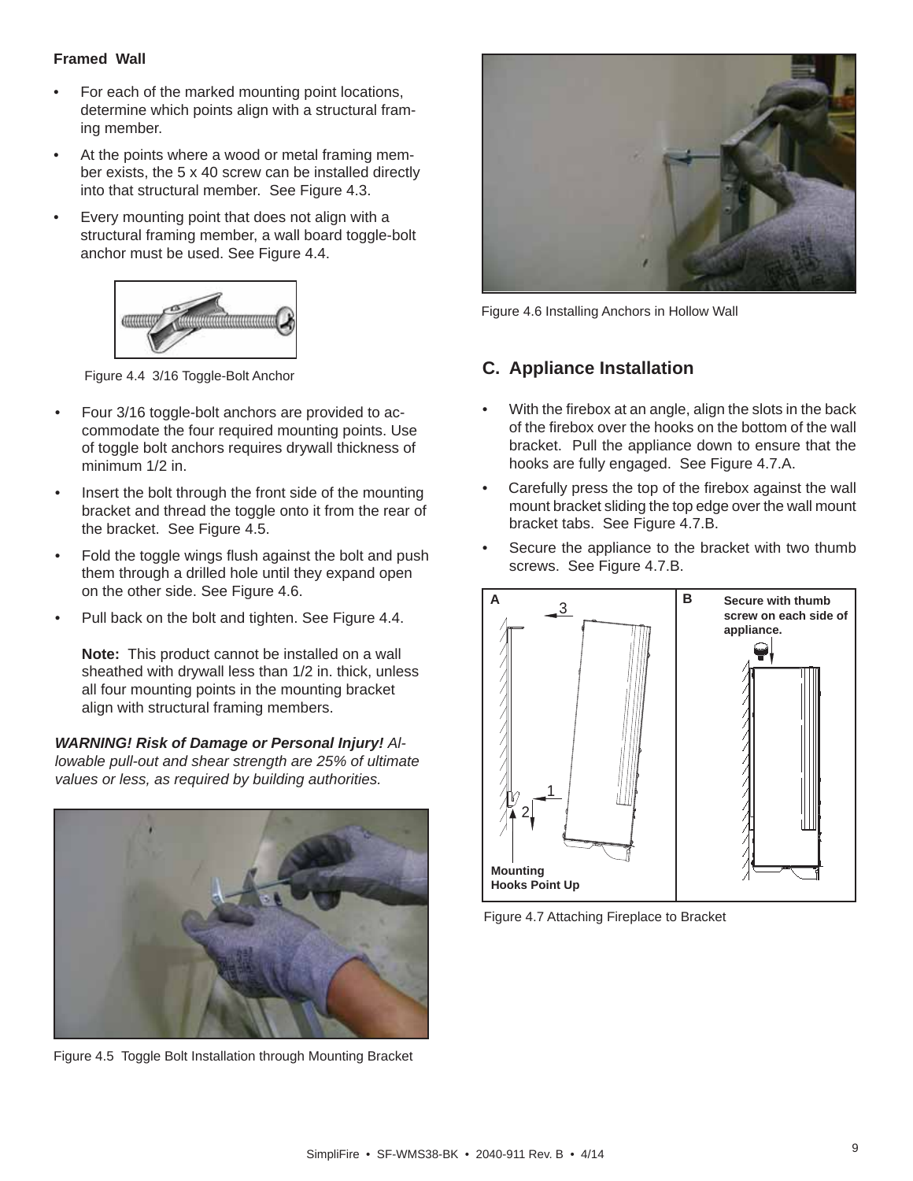**Framed Wall**

- For each of the marked mounting point locations, determine which points align with a structural framing member.
- At the points where a wood or metal framing member exists, the 5 x 40 screw can be installed directly into that structural member. See Figure 4.3.
- Every mounting point that does not align with a structural framing member, a wall board toggle-bolt anchor must be used. See Figure 4.4.

Figure 4.4 3/16 Toggle-Bolt Anchor

- Four 3/16 toggle-bolt anchors are provided to accommodate the four required mounting points. Use of toggle bolt anchors requires drywall thickness of minimum 1/2 in.
- Insert the bolt through the front side of the mounting bracket and thread the toggle onto it from the rear of the bracket. See Figure 4.5.
- Fold the toggle wings flush against the bolt and push them through a drilled hole until they expand open on the other side. See Figure 4.6.
- Pull back on the bolt and tighten. See Figure 4.4.

  **Note:** This product cannot be installed on a wall sheathed with drywall less than 1/2 in. thick, unless all four mounting points in the mounting bracket align with structural framing members.

***WARNING! Risk of Damage or Personal Injury!*** *Allowable pull-out and shear strength are 25% of ultimate values or less, as required by building authorities.*

Figure 4.5 Toggle Bolt Installation through Mounting Bracket

Figure 4.6 Installing Anchors in Hollow Wall

## C. Appliance Installation

- With the firebox at an angle, align the slots in the back of the firebox over the hooks on the bottom of the wall bracket. Pull the appliance down to ensure that the hooks are fully engaged. See Figure 4.7.A.
- Carefully press the top of the firebox against the wall mount bracket sliding the top edge over the wall mount bracket tabs. See Figure 4.7.B.
- Secure the appliance to the bracket with two thumb screws. See Figure 4.7.B.

A: Mounting Hooks Point Up

B: Secure with thumb screw on each side of appliance.

Figure 4.7 Attaching Fireplace to Bracket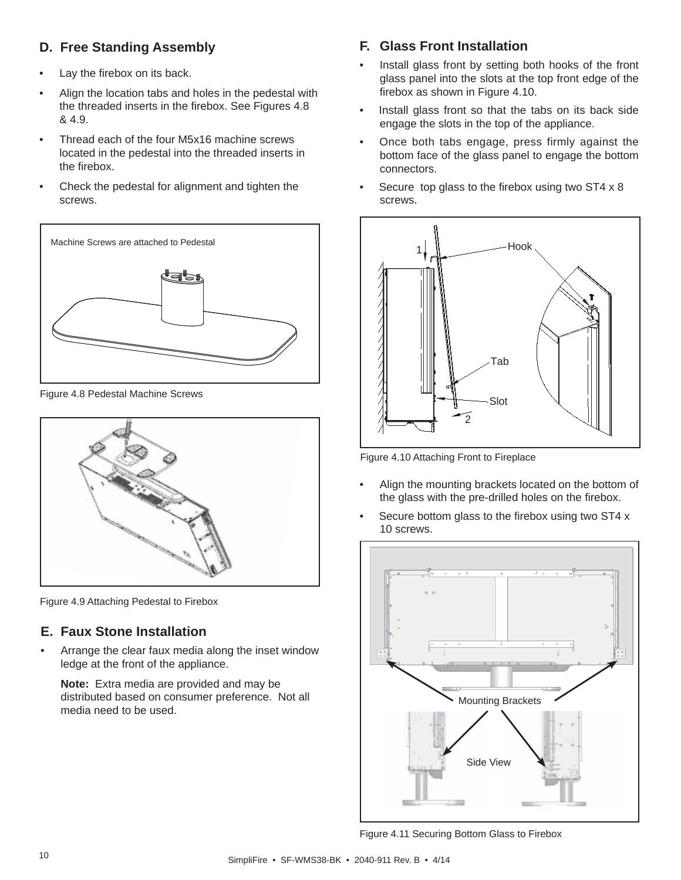## D. Free Standing Assembly

- Lay the firebox on its back.
- Align the location tabs and holes in the pedestal with the threaded inserts in the firebox. See Figures 4.8 & 4.9.
- Thread each of the four M5x16 machine screws located in the pedestal into the threaded inserts in the firebox.
- Check the pedestal for alignment and tighten the screws.

Machine Screws are attached to Pedestal

Figure 4.8 Pedestal Machine Screws

Figure 4.9 Attaching Pedestal to Firebox

## E. Faux Stone Installation

- Arrange the clear faux media along the inset window ledge at the front of the appliance.

  **Note:** Extra media are provided and may be distributed based on consumer preference. Not all media need to be used.

## F. Glass Front Installation

- Install glass front by setting both hooks of the front glass panel into the slots at the top front edge of the firebox as shown in Figure 4.10.
- Install glass front so that the tabs on its back side engage the slots in the top of the appliance.
- Once both tabs engage, press firmly against the bottom face of the glass panel to engage the bottom connectors.
- Secure top glass to the firebox using two ST4 x 8 screws.

1 Hook Tab Slot 2

Figure 4.10 Attaching Front to Fireplace

- Align the mounting brackets located on the bottom of the glass with the pre-drilled holes on the firebox.
- Secure bottom glass to the firebox using two ST4 x 10 screws.

Mounting Brackets

Side View

Figure 4.11 Securing Bottom Glass to Firebox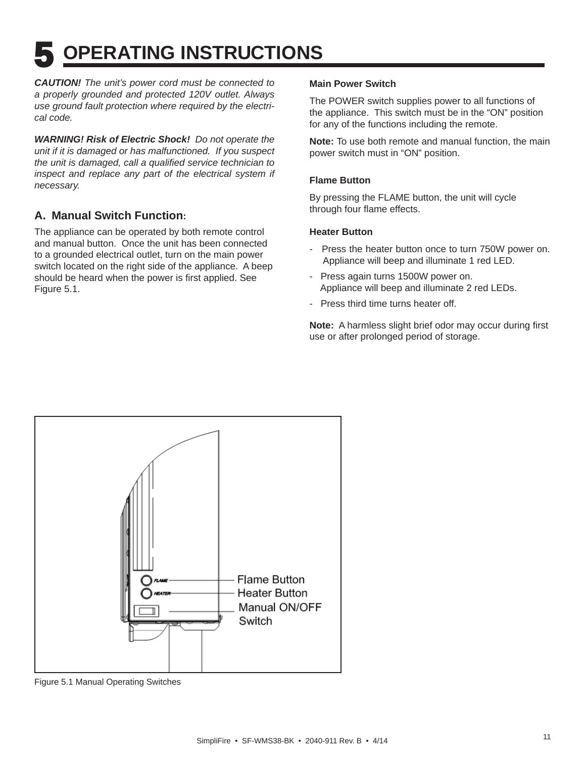# 5 OPERATING INSTRUCTIONS

***CAUTION!*** *The unit's power cord must be connected to a properly grounded and protected 120V outlet. Always use ground fault protection where required by the electrical code.*

***WARNING! Risk of Electric Shock!*** *Do not operate the unit if it is damaged or has malfunctioned. If you suspect the unit is damaged, call a qualified service technician to inspect and replace any part of the electrical system if necessary.*

## A. Manual Switch Function:

The appliance can be operated by both remote control and manual button. Once the unit has been connected to a grounded electrical outlet, turn on the main power switch located on the right side of the appliance. A beep should be heard when the power is first applied. See Figure 5.1.

**Main Power Switch**

The POWER switch supplies power to all functions of the appliance. This switch must be in the "ON" position for any of the functions including the remote.

**Note:** To use both remote and manual function, the main power switch must in "ON" position.

**Flame Button**

By pressing the FLAME button, the unit will cycle through four flame effects.

**Heater Button**

- Press the heater button once to turn 750W power on. Appliance will beep and illuminate 1 red LED.
- Press again turns 1500W power on. Appliance will beep and illuminate 2 red LEDs.
- Press third time turns heater off.

**Note:** A harmless slight brief odor may occur during first use or after prolonged period of storage.

Flame Button
Heater Button
Manual ON/OFF Switch

Figure 5.1 Manual Operating Switches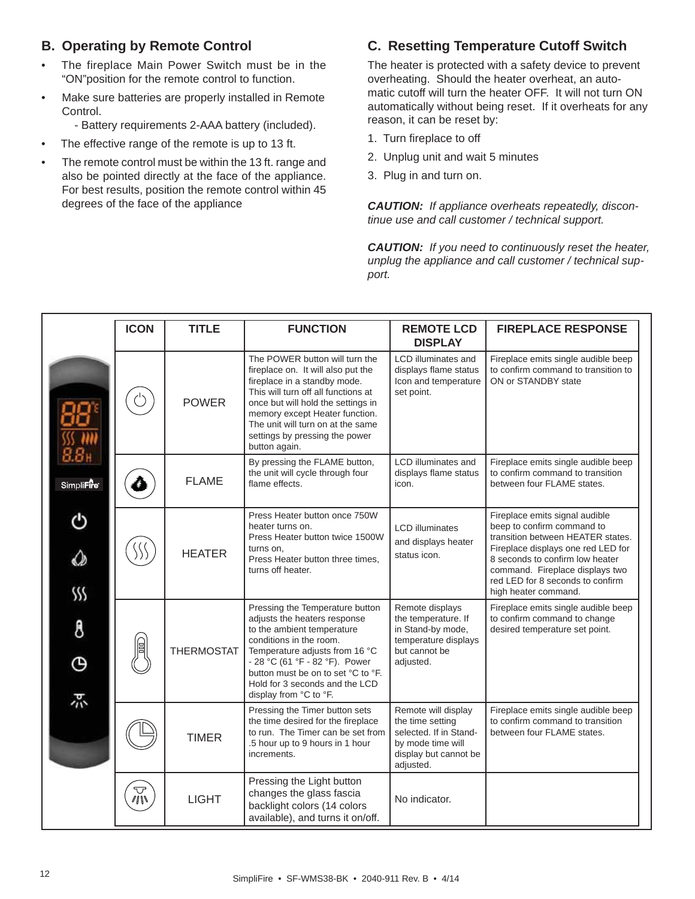## B. Operating by Remote Control

- The fireplace Main Power Switch must be in the "ON"position for the remote control to function.
- Make sure batteries are properly installed in Remote Control.
  - Battery requirements 2-AAA battery (included).
- The effective range of the remote is up to 13 ft.
- The remote control must be within the 13 ft. range and also be pointed directly at the face of the appliance. For best results, position the remote control within 45 degrees of the face of the appliance

## C. Resetting Temperature Cutoff Switch

The heater is protected with a safety device to prevent overheating. Should the heater overheat, an automatic cutoff will turn the heater OFF. It will not turn ON automatically without being reset. If it overheats for any reason, it can be reset by:

1. Turn fireplace to off
2. Unplug unit and wait 5 minutes
3. Plug in and turn on.

***CAUTION:*** *If appliance overheats repeatedly, discontinue use and call customer / technical support.*

***CAUTION:*** *If you need to continuously reset the heater, unplug the appliance and call customer / technical support.*

| ICON | TITLE | FUNCTION | REMOTE LCD DISPLAY | FIREPLACE RESPONSE |
|---|---|---|---|---|
| | POWER | The POWER button will turn the fireplace on. It will also put the fireplace in a standby mode. This will turn off all functions at once but will hold the settings in memory except Heater function. The unit will turn on at the same settings by pressing the power button again. | LCD illuminates and displays flame status Icon and temperature set point. | Fireplace emits single audible beep to confirm command to transition to ON or STANDBY state |
| | FLAME | By pressing the FLAME button, the unit will cycle through four flame effects. | LCD illuminates and displays flame status icon. | Fireplace emits single audible beep to confirm command to transition between four FLAME states. |
| | HEATER | Press Heater button once 750W heater turns on.<br>Press Heater button twice 1500W turns on,<br>Press Heater button three times, turns off heater. | LCD illuminates and displays heater status icon. | Fireplace emits signal audible beep to confirm command to transition between HEATER states. Fireplace displays one red LED for 8 seconds to confirm low heater command. Fireplace displays two red LED for 8 seconds to confirm high heater command. |
| | THERMOSTAT | Pressing the Temperature button adjusts the heaters response to the ambient temperature conditions in the room. Temperature adjusts from 16 °C - 28 °C (61 °F - 82 °F). Power button must be on to set °C to °F. Hold for 3 seconds and the LCD display from °C to °F. | Remote displays the temperature. If in Stand-by mode, temperature displays but cannot be adjusted. | Fireplace emits single audible beep to confirm command to change desired temperature set point. |
| | TIMER | Pressing the Timer button sets the time desired for the fireplace to run. The Timer can be set from .5 hour up to 9 hours in 1 hour increments. | Remote will display the time setting selected. If in Stand-by mode time will display but cannot be adjusted. | Fireplace emits single audible beep to confirm command to transition between four FLAME states. |
| | LIGHT | Pressing the Light button changes the glass fascia backlight colors (14 colors available), and turns it on/off. | No indicator. | |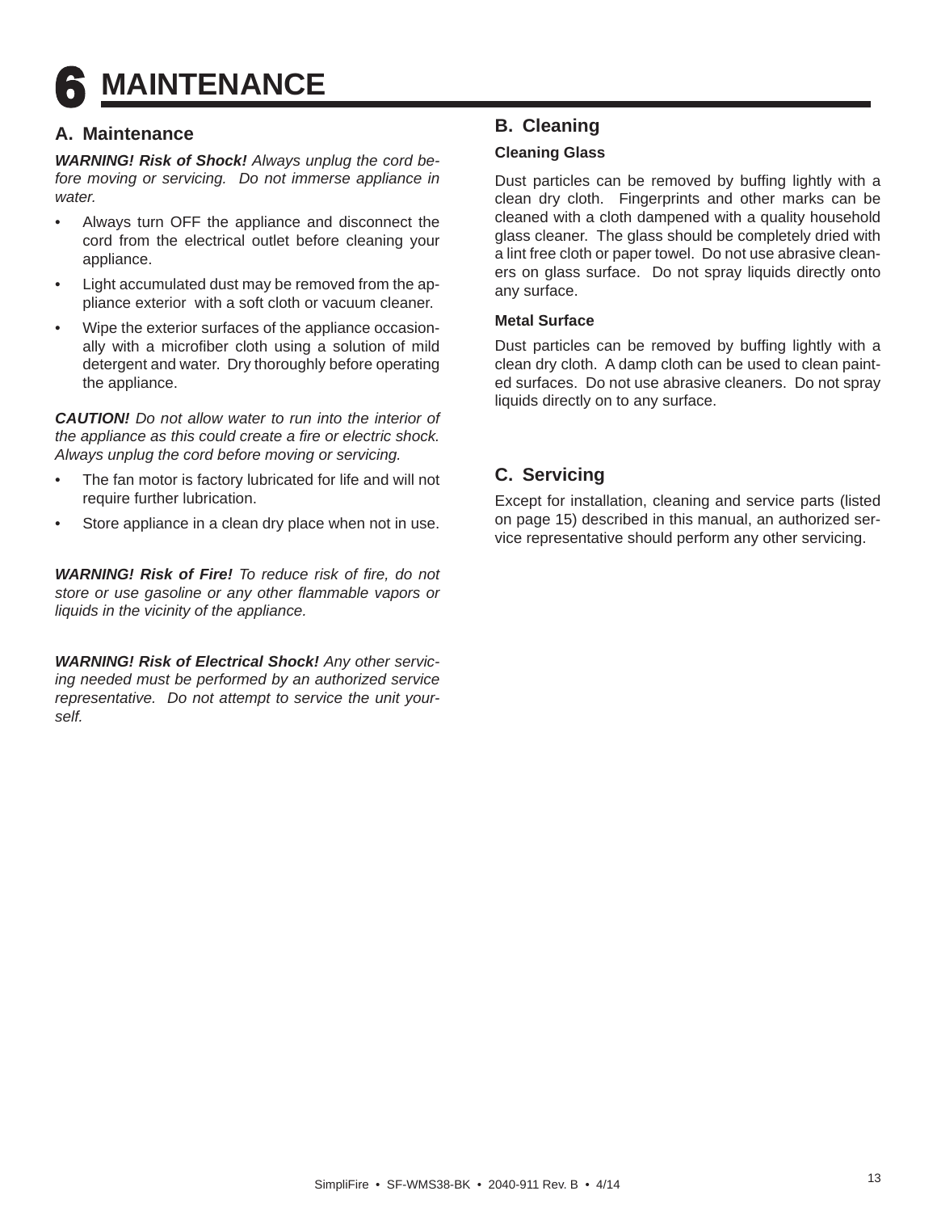# 6 MAINTENANCE

## A. Maintenance

***WARNING! Risk of Shock!*** *Always unplug the cord before moving or servicing. Do not immerse appliance in water.*

- Always turn OFF the appliance and disconnect the cord from the electrical outlet before cleaning your appliance.
- Light accumulated dust may be removed from the appliance exterior with a soft cloth or vacuum cleaner.
- Wipe the exterior surfaces of the appliance occasionally with a microfiber cloth using a solution of mild detergent and water. Dry thoroughly before operating the appliance.

***CAUTION!*** *Do not allow water to run into the interior of the appliance as this could create a fire or electric shock. Always unplug the cord before moving or servicing.*

- The fan motor is factory lubricated for life and will not require further lubrication.
- Store appliance in a clean dry place when not in use.

***WARNING! Risk of Fire!*** *To reduce risk of fire, do not store or use gasoline or any other flammable vapors or liquids in the vicinity of the appliance.*

***WARNING! Risk of Electrical Shock!*** *Any other servicing needed must be performed by an authorized service representative. Do not attempt to service the unit yourself.*

## B. Cleaning

### Cleaning Glass

Dust particles can be removed by buffing lightly with a clean dry cloth. Fingerprints and other marks can be cleaned with a cloth dampened with a quality household glass cleaner. The glass should be completely dried with a lint free cloth or paper towel. Do not use abrasive cleaners on glass surface. Do not spray liquids directly onto any surface.

### Metal Surface

Dust particles can be removed by buffing lightly with a clean dry cloth. A damp cloth can be used to clean painted surfaces. Do not use abrasive cleaners. Do not spray liquids directly on to any surface.

## C. Servicing

Except for installation, cleaning and service parts (listed on page 15) described in this manual, an authorized service representative should perform any other servicing.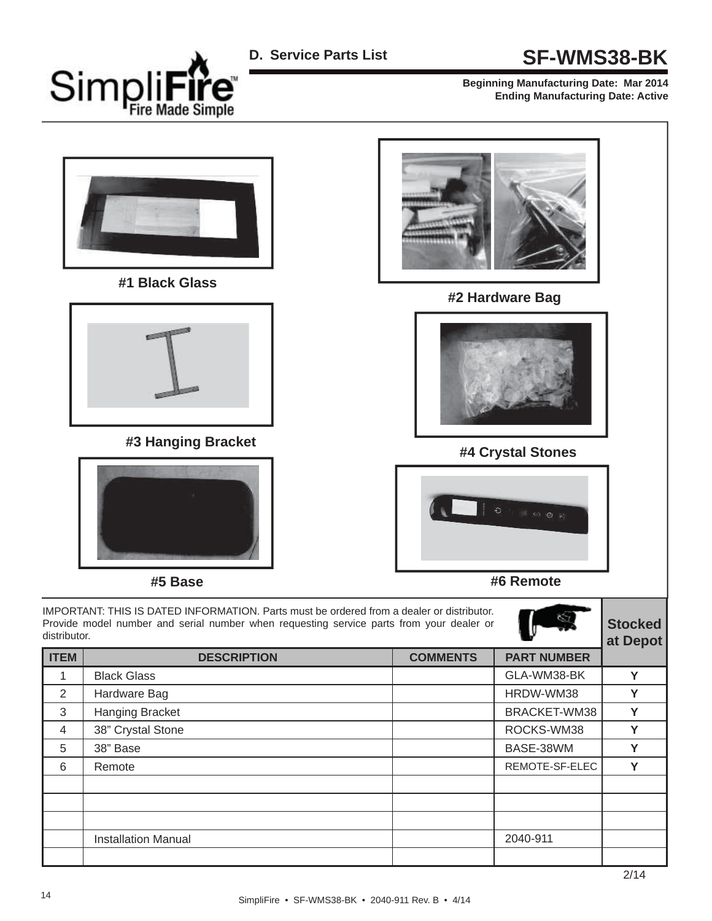## D. Service Parts List

# SF-WMS38-BK

**Beginning Manufacturing Date: Mar 2014**
**Ending Manufacturing Date: Active**

**#1 Black Glass**

**#2 Hardware Bag**

**#3 Hanging Bracket**

**#4 Crystal Stones**

**#5 Base**

**#6 Remote**

IMPORTANT: THIS IS DATED INFORMATION. Parts must be ordered from a dealer or distributor. Provide model number and serial number when requesting service parts from your dealer or distributor.

| ITEM | DESCRIPTION | COMMENTS | PART NUMBER | Stocked at Depot |
|---|---|---|---|---|
| 1 | Black Glass | | GLA-WM38-BK | Y |
| 2 | Hardware Bag | | HRDW-WM38 | Y |
| 3 | Hanging Bracket | | BRACKET-WM38 | Y |
| 4 | 38" Crystal Stone | | ROCKS-WM38 | Y |
| 5 | 38" Base | | BASE-38WM | Y |
| 6 | Remote | | REMOTE-SF-ELEC | Y |
| | | | | |
| | | | | |
| | | | | |
| | Installation Manual | | 2040-911 | |
| | | | | |

2/14